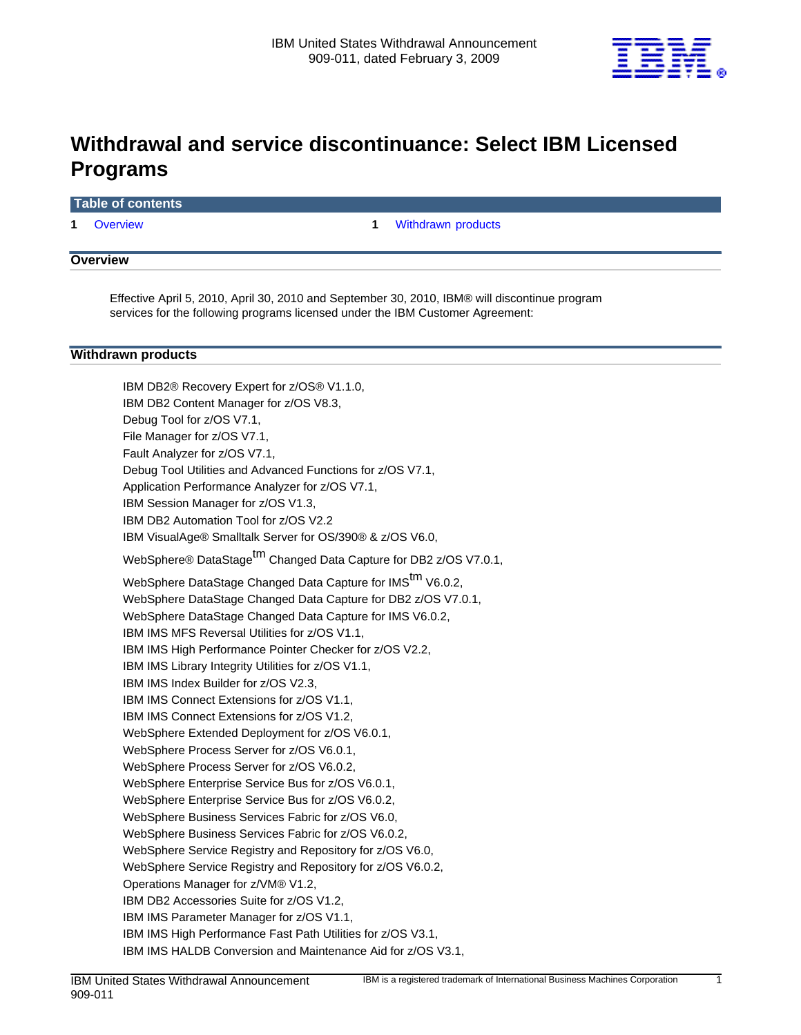IBM United States Withdrawal Announcement 909-011, dated February 3, 2009

# Withdrawal and service discontinuance: Select IBM Licensed Programs

**Table of contents**

1 Overview
1 Withdrawn products

## Overview

Effective April 5, 2010, April 30, 2010 and September 30, 2010, IBM® will discontinue program services for the following programs licensed under the IBM Customer Agreement:

## Withdrawn products

IBM DB2® Recovery Expert for z/OS® V1.1.0,
IBM DB2 Content Manager for z/OS V8.3,
Debug Tool for z/OS V7.1,
File Manager for z/OS V7.1,
Fault Analyzer for z/OS V7.1,
Debug Tool Utilities and Advanced Functions for z/OS V7.1,
Application Performance Analyzer for z/OS V7.1,
IBM Session Manager for z/OS V1.3,
IBM DB2 Automation Tool for z/OS V2.2
IBM VisualAge® Smalltalk Server for OS/390® & z/OS V6.0,
WebSphere® DataStage™ Changed Data Capture for DB2 z/OS V7.0.1,
WebSphere DataStage Changed Data Capture for IMS™ V6.0.2,
WebSphere DataStage Changed Data Capture for DB2 z/OS V7.0.1,
WebSphere DataStage Changed Data Capture for IMS V6.0.2,
IBM IMS MFS Reversal Utilities for z/OS V1.1,
IBM IMS High Performance Pointer Checker for z/OS V2.2,
IBM IMS Library Integrity Utilities for z/OS V1.1,
IBM IMS Index Builder for z/OS V2.3,
IBM IMS Connect Extensions for z/OS V1.1,
IBM IMS Connect Extensions for z/OS V1.2,
WebSphere Extended Deployment for z/OS V6.0.1,
WebSphere Process Server for z/OS V6.0.1,
WebSphere Process Server for z/OS V6.0.2,
WebSphere Enterprise Service Bus for z/OS V6.0.1,
WebSphere Enterprise Service Bus for z/OS V6.0.2,
WebSphere Business Services Fabric for z/OS V6.0,
WebSphere Business Services Fabric for z/OS V6.0.2,
WebSphere Service Registry and Repository for z/OS V6.0,
WebSphere Service Registry and Repository for z/OS V6.0.2,
Operations Manager for z/VM® V1.2,
IBM DB2 Accessories Suite for z/OS V1.2,
IBM IMS Parameter Manager for z/OS V1.1,
IBM IMS High Performance Fast Path Utilities for z/OS V3.1,
IBM IMS HALDB Conversion and Maintenance Aid for z/OS V3.1,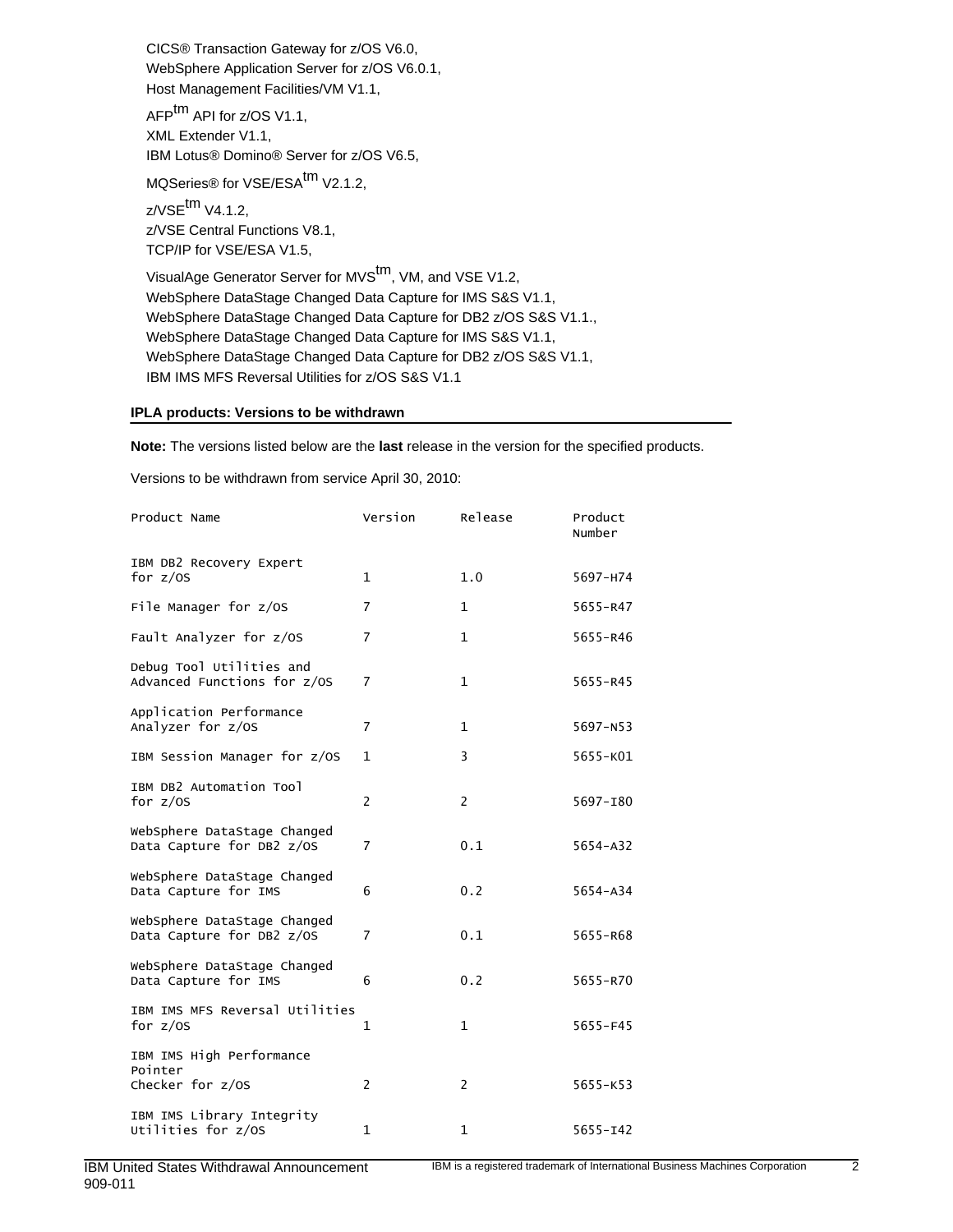CICS® Transaction Gateway for z/OS V6.0,
WebSphere Application Server for z/OS V6.0.1,
Host Management Facilities/VM V1.1,
AFP[tm] API for z/OS V1.1,
XML Extender V1.1,
IBM Lotus® Domino® Server for z/OS V6.5,
MQSeries® for VSE/ESA[tm] V2.1.2,
z/VSE[tm] V4.1.2,
z/VSE Central Functions V8.1,
TCP/IP for VSE/ESA V1.5,
VisualAge Generator Server for MVS[tm], VM, and VSE V1.2,
WebSphere DataStage Changed Data Capture for IMS S&S V1.1,
WebSphere DataStage Changed Data Capture for DB2 z/OS S&S V1.1.,
WebSphere DataStage Changed Data Capture for IMS S&S V1.1,
WebSphere DataStage Changed Data Capture for DB2 z/OS S&S V1.1,
IBM IMS MFS Reversal Utilities for z/OS S&S V1.1

## IPLA products: Versions to be withdrawn

**Note:** The versions listed below are the **last** release in the version for the specified products.

Versions to be withdrawn from service April 30, 2010:

| Product Name | Version | Release | Product Number |
|---|---|---|---|
| IBM DB2 Recovery Expert for z/OS | 1 | 1.0 | 5697-H74 |
| File Manager for z/OS | 7 | 1 | 5655-R47 |
| Fault Analyzer for z/OS | 7 | 1 | 5655-R46 |
| Debug Tool Utilities and Advanced Functions for z/OS | 7 | 1 | 5655-R45 |
| Application Performance Analyzer for z/OS | 7 | 1 | 5697-N53 |
| IBM Session Manager for z/OS | 1 | 3 | 5655-K01 |
| IBM DB2 Automation Tool for z/OS | 2 | 2 | 5697-I80 |
| WebSphere DataStage Changed Data Capture for DB2 z/OS | 7 | 0.1 | 5654-A32 |
| WebSphere DataStage Changed Data Capture for IMS | 6 | 0.2 | 5654-A34 |
| WebSphere DataStage Changed Data Capture for DB2 z/OS | 7 | 0.1 | 5655-R68 |
| WebSphere DataStage Changed Data Capture for IMS | 6 | 0.2 | 5655-R70 |
| IBM IMS MFS Reversal Utilities for z/OS | 1 | 1 | 5655-F45 |
| IBM IMS High Performance Pointer Checker for z/OS | 2 | 2 | 5655-K53 |
| IBM IMS Library Integrity Utilities for z/OS | 1 | 1 | 5655-I42 |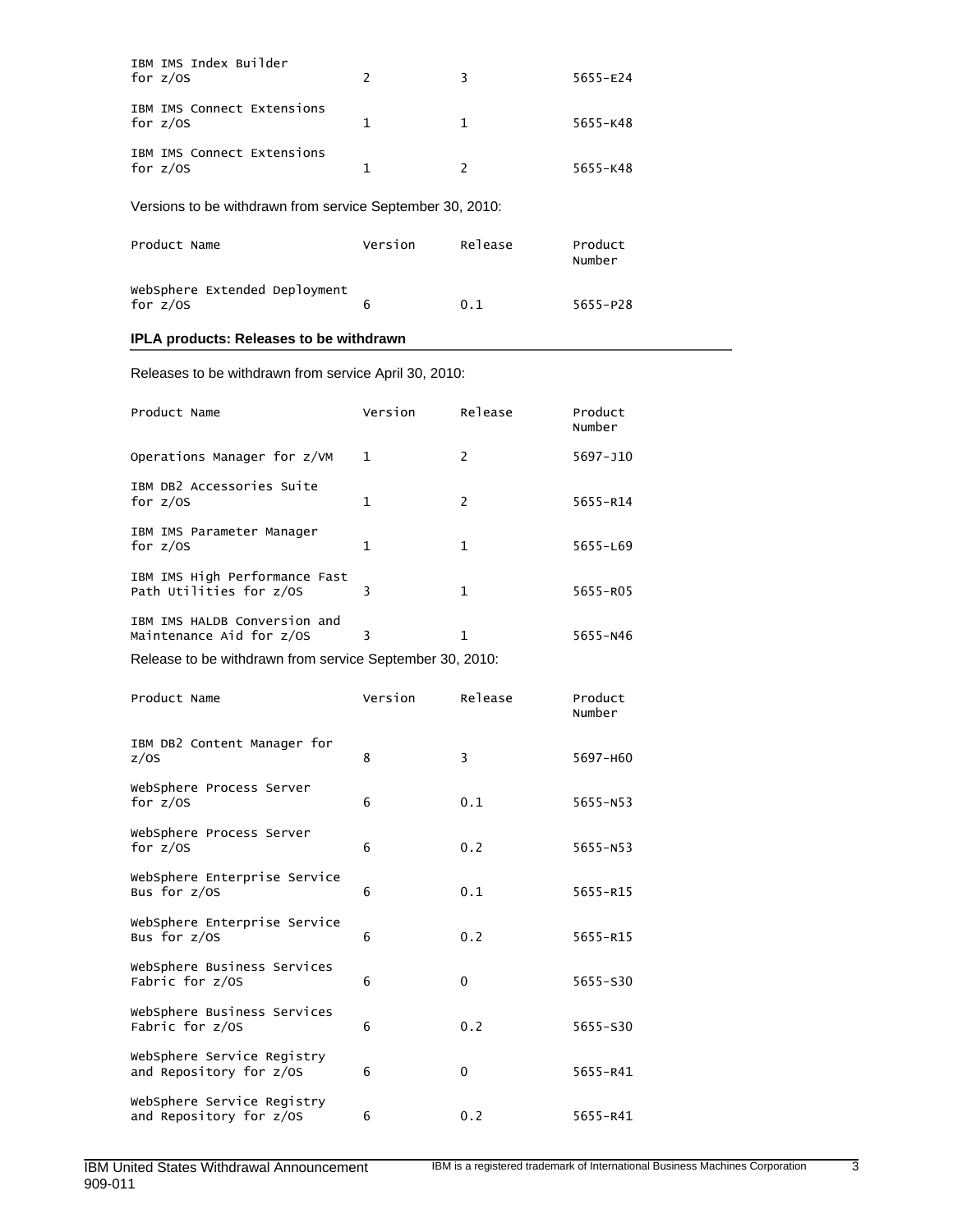| Product Name | Version | Release | Product Number |
|---|---|---|---|
| IBM IMS Index Builder for z/OS | 2 | 3 | 5655-E24 |
| IBM IMS Connect Extensions for z/OS | 1 | 1 | 5655-K48 |
| IBM IMS Connect Extensions for z/OS | 1 | 2 | 5655-K48 |

Versions to be withdrawn from service September 30, 2010:

| Product Name | Version | Release | Product Number |
|---|---|---|---|
| WebSphere Extended Deployment for z/OS | 6 | 0.1 | 5655-P28 |

## IPLA products: Releases to be withdrawn

Releases to be withdrawn from service April 30, 2010:

| Product Name | Version | Release | Product Number |
|---|---|---|---|
| Operations Manager for z/VM | 1 | 2 | 5697-J10 |
| IBM DB2 Accessories Suite for z/OS | 1 | 2 | 5655-R14 |
| IBM IMS Parameter Manager for z/OS | 1 | 1 | 5655-L69 |
| IBM IMS High Performance Fast Path Utilities for z/OS | 3 | 1 | 5655-R05 |
| IBM IMS HALDB Conversion and Maintenance Aid for z/OS | 3 | 1 | 5655-N46 |

Release to be withdrawn from service September 30, 2010:

| Product Name | Version | Release | Product Number |
|---|---|---|---|
| IBM DB2 Content Manager for z/OS | 8 | 3 | 5697-H60 |
| WebSphere Process Server for z/OS | 6 | 0.1 | 5655-N53 |
| WebSphere Process Server for z/OS | 6 | 0.2 | 5655-N53 |
| WebSphere Enterprise Service Bus for z/OS | 6 | 0.1 | 5655-R15 |
| WebSphere Enterprise Service Bus for z/OS | 6 | 0.2 | 5655-R15 |
| WebSphere Business Services Fabric for z/OS | 6 | 0 | 5655-S30 |
| WebSphere Business Services Fabric for z/OS | 6 | 0.2 | 5655-S30 |
| WebSphere Service Registry and Repository for z/OS | 6 | 0 | 5655-R41 |
| WebSphere Service Registry and Repository for z/OS | 6 | 0.2 | 5655-R41 |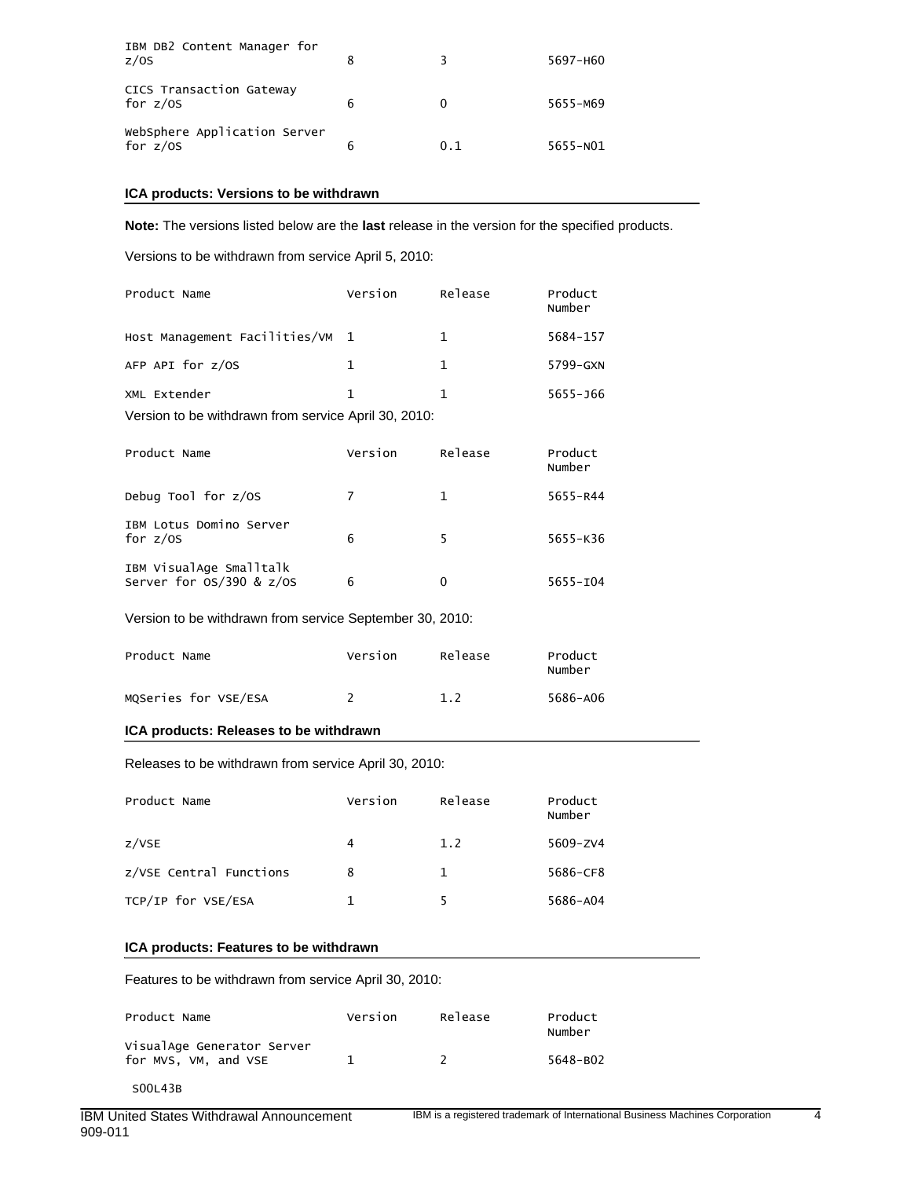| Product Name | Version | Release | Product Number |
|---|---|---|---|
| IBM DB2 Content Manager for z/OS | 8 | 3 | 5697-H60 |
| CICS Transaction Gateway for z/OS | 6 | 0 | 5655-M69 |
| WebSphere Application Server for z/OS | 6 | 0.1 | 5655-N01 |

### ICA products: Versions to be withdrawn

**Note:** The versions listed below are the **last** release in the version for the specified products.

Versions to be withdrawn from service April 5, 2010:

| Product Name | Version | Release | Product Number |
|---|---|---|---|
| Host Management Facilities/VM | 1 | 1 | 5684-157 |
| AFP API for z/OS | 1 | 1 | 5799-GXN |
| XML Extender | 1 | 1 | 5655-J66 |

Version to be withdrawn from service April 30, 2010:

| Product Name | Version | Release | Product Number |
|---|---|---|---|
| Debug Tool for z/OS | 7 | 1 | 5655-R44 |
| IBM Lotus Domino Server for z/OS | 6 | 5 | 5655-K36 |
| IBM VisualAge Smalltalk Server for OS/390 & z/OS | 6 | 0 | 5655-I04 |

Version to be withdrawn from service September 30, 2010:

| Product Name | Version | Release | Product Number |
|---|---|---|---|
| MQSeries for VSE/ESA | 2 | 1.2 | 5686-A06 |

### ICA products: Releases to be withdrawn

Releases to be withdrawn from service April 30, 2010:

| Product Name | Version | Release | Product Number |
|---|---|---|---|
| z/VSE | 4 | 1.2 | 5609-ZV4 |
| z/VSE Central Functions | 8 | 1 | 5686-CF8 |
| TCP/IP for VSE/ESA | 1 | 5 | 5686-A04 |

### ICA products: Features to be withdrawn

Features to be withdrawn from service April 30, 2010:

| Product Name | Version | Release | Product Number |
|---|---|---|---|
| VisualAge Generator Server for MVS, VM, and VSE | 1 | 2 | 5648-B02 |

S00L43B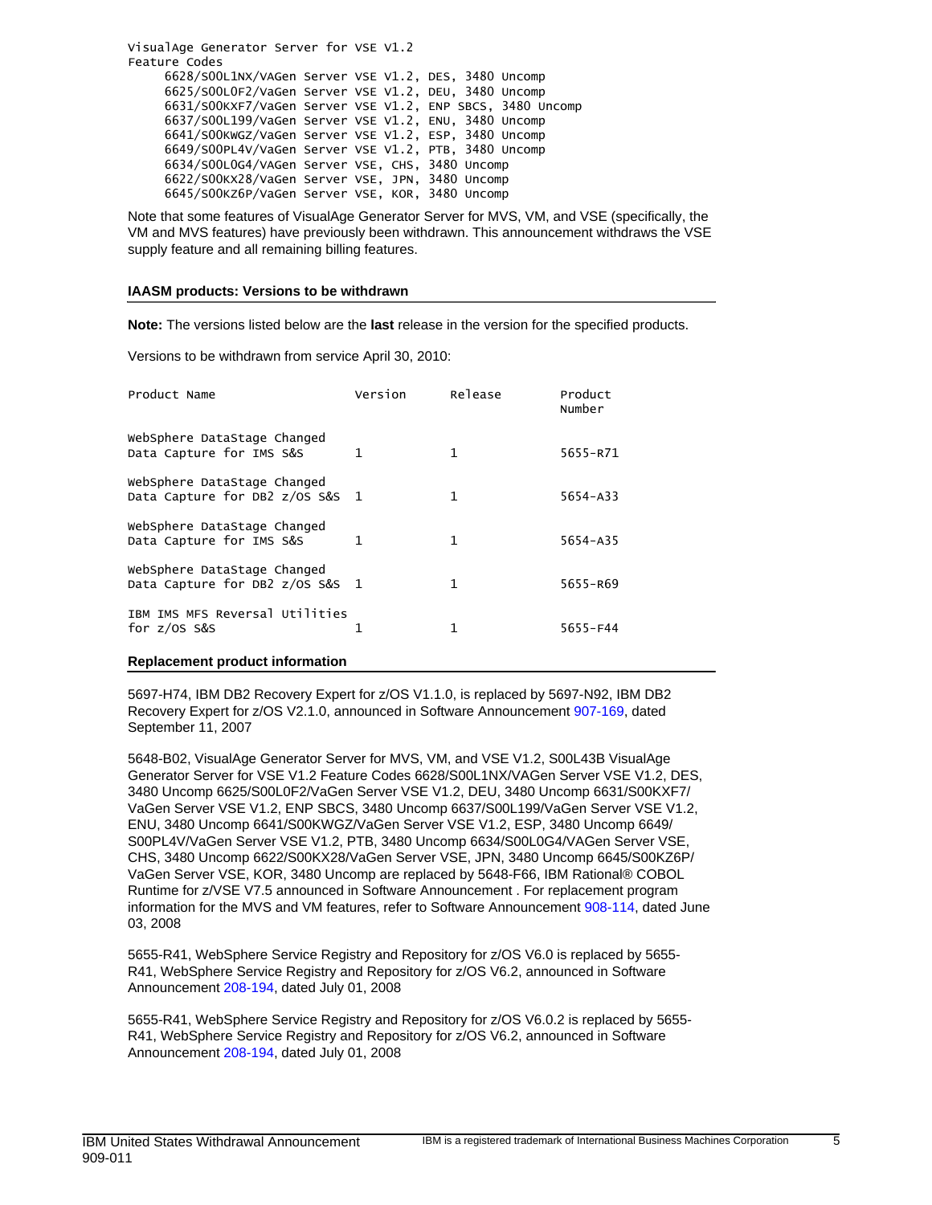```
VisualAge Generator Server for VSE V1.2
Feature Codes
     6628/S00L1NX/VAGen Server VSE V1.2, DES, 3480 Uncomp
     6625/S00L0F2/VaGen Server VSE V1.2, DEU, 3480 Uncomp
     6631/S00KXF7/VaGen Server VSE V1.2, ENP SBCS, 3480 Uncomp
     6637/S00L199/VaGen Server VSE V1.2, ENU, 3480 Uncomp
     6641/S00KWGZ/VaGen Server VSE V1.2, ESP, 3480 Uncomp
     6649/S00PL4V/VaGen Server VSE V1.2, PTB, 3480 Uncomp
     6634/S00L0G4/VAGen Server VSE, CHS, 3480 Uncomp
     6622/S00KX28/VaGen Server VSE, JPN, 3480 Uncomp
     6645/S00KZ6P/VaGen Server VSE, KOR, 3480 Uncomp
```

Note that some features of VisualAge Generator Server for MVS, VM, and VSE (specifically, the VM and MVS features) have previously been withdrawn. This announcement withdraws the VSE supply feature and all remaining billing features.

### IAASM products: Versions to be withdrawn

**Note:** The versions listed below are the **last** release in the version for the specified products.

Versions to be withdrawn from service April 30, 2010:

| Product Name | Version | Release | Product Number |
|---|---|---|---|
| WebSphere DataStage Changed Data Capture for IMS S&S | 1 | 1 | 5655-R71 |
| WebSphere DataStage Changed Data Capture for DB2 z/OS S&S | 1 | 1 | 5654-A33 |
| WebSphere DataStage Changed Data Capture for IMS S&S | 1 | 1 | 5654-A35 |
| WebSphere DataStage Changed Data Capture for DB2 z/OS S&S | 1 | 1 | 5655-R69 |
| IBM IMS MFS Reversal Utilities for z/OS S&S | 1 | 1 | 5655-F44 |

### Replacement product information

5697-H74, IBM DB2 Recovery Expert for z/OS V1.1.0, is replaced by 5697-N92, IBM DB2 Recovery Expert for z/OS V2.1.0, announced in Software Announcement 907-169, dated September 11, 2007

5648-B02, VisualAge Generator Server for MVS, VM, and VSE V1.2, S00L43B VisualAge Generator Server for VSE V1.2 Feature Codes 6628/S00L1NX/VAGen Server VSE V1.2, DES, 3480 Uncomp 6625/S00L0F2/VaGen Server VSE V1.2, DEU, 3480 Uncomp 6631/S00KXF7/ VaGen Server VSE V1.2, ENP SBCS, 3480 Uncomp 6637/S00L199/VaGen Server VSE V1.2, ENU, 3480 Uncomp 6641/S00KWGZ/VaGen Server VSE V1.2, ESP, 3480 Uncomp 6649/ S00PL4V/VaGen Server VSE V1.2, PTB, 3480 Uncomp 6634/S00L0G4/VAGen Server VSE, CHS, 3480 Uncomp 6622/S00KX28/VaGen Server VSE, JPN, 3480 Uncomp 6645/S00KZ6P/ VaGen Server VSE, KOR, 3480 Uncomp are replaced by 5648-F66, IBM Rational® COBOL Runtime for z/VSE V7.5 announced in Software Announcement . For replacement program information for the MVS and VM features, refer to Software Announcement 908-114, dated June 03, 2008

5655-R41, WebSphere Service Registry and Repository for z/OS V6.0 is replaced by 5655-R41, WebSphere Service Registry and Repository for z/OS V6.2, announced in Software Announcement 208-194, dated July 01, 2008

5655-R41, WebSphere Service Registry and Repository for z/OS V6.0.2 is replaced by 5655-R41, WebSphere Service Registry and Repository for z/OS V6.2, announced in Software Announcement 208-194, dated July 01, 2008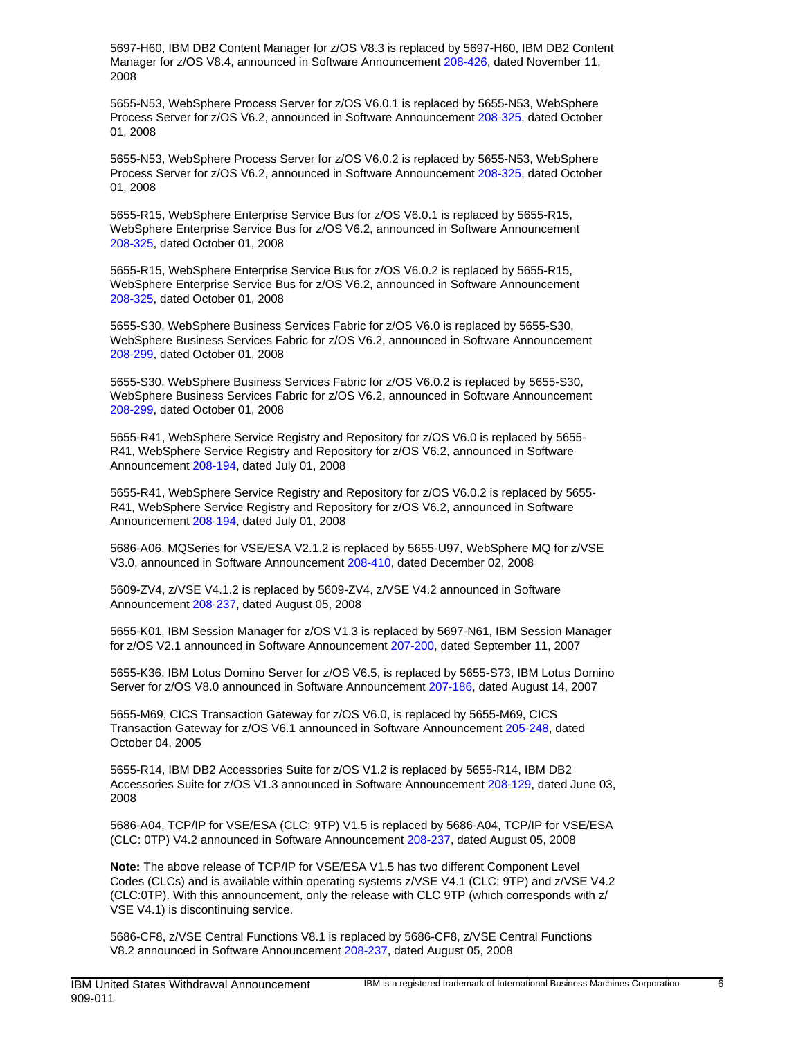5697-H60, IBM DB2 Content Manager for z/OS V8.3 is replaced by 5697-H60, IBM DB2 Content Manager for z/OS V8.4, announced in Software Announcement 208-426, dated November 11, 2008

5655-N53, WebSphere Process Server for z/OS V6.0.1 is replaced by 5655-N53, WebSphere Process Server for z/OS V6.2, announced in Software Announcement 208-325, dated October 01, 2008

5655-N53, WebSphere Process Server for z/OS V6.0.2 is replaced by 5655-N53, WebSphere Process Server for z/OS V6.2, announced in Software Announcement 208-325, dated October 01, 2008

5655-R15, WebSphere Enterprise Service Bus for z/OS V6.0.1 is replaced by 5655-R15, WebSphere Enterprise Service Bus for z/OS V6.2, announced in Software Announcement 208-325, dated October 01, 2008

5655-R15, WebSphere Enterprise Service Bus for z/OS V6.0.2 is replaced by 5655-R15, WebSphere Enterprise Service Bus for z/OS V6.2, announced in Software Announcement 208-325, dated October 01, 2008

5655-S30, WebSphere Business Services Fabric for z/OS V6.0 is replaced by 5655-S30, WebSphere Business Services Fabric for z/OS V6.2, announced in Software Announcement 208-299, dated October 01, 2008

5655-S30, WebSphere Business Services Fabric for z/OS V6.0.2 is replaced by 5655-S30, WebSphere Business Services Fabric for z/OS V6.2, announced in Software Announcement 208-299, dated October 01, 2008

5655-R41, WebSphere Service Registry and Repository for z/OS V6.0 is replaced by 5655-R41, WebSphere Service Registry and Repository for z/OS V6.2, announced in Software Announcement 208-194, dated July 01, 2008

5655-R41, WebSphere Service Registry and Repository for z/OS V6.0.2 is replaced by 5655-R41, WebSphere Service Registry and Repository for z/OS V6.2, announced in Software Announcement 208-194, dated July 01, 2008

5686-A06, MQSeries for VSE/ESA V2.1.2 is replaced by 5655-U97, WebSphere MQ for z/VSE V3.0, announced in Software Announcement 208-410, dated December 02, 2008

5609-ZV4, z/VSE V4.1.2 is replaced by 5609-ZV4, z/VSE V4.2 announced in Software Announcement 208-237, dated August 05, 2008

5655-K01, IBM Session Manager for z/OS V1.3 is replaced by 5697-N61, IBM Session Manager for z/OS V2.1 announced in Software Announcement 207-200, dated September 11, 2007

5655-K36, IBM Lotus Domino Server for z/OS V6.5, is replaced by 5655-S73, IBM Lotus Domino Server for z/OS V8.0 announced in Software Announcement 207-186, dated August 14, 2007

5655-M69, CICS Transaction Gateway for z/OS V6.0, is replaced by 5655-M69, CICS Transaction Gateway for z/OS V6.1 announced in Software Announcement 205-248, dated October 04, 2005

5655-R14, IBM DB2 Accessories Suite for z/OS V1.2 is replaced by 5655-R14, IBM DB2 Accessories Suite for z/OS V1.3 announced in Software Announcement 208-129, dated June 03, 2008

5686-A04, TCP/IP for VSE/ESA (CLC: 9TP) V1.5 is replaced by 5686-A04, TCP/IP for VSE/ESA (CLC: 0TP) V4.2 announced in Software Announcement 208-237, dated August 05, 2008

**Note:** The above release of TCP/IP for VSE/ESA V1.5 has two different Component Level Codes (CLCs) and is available within operating systems z/VSE V4.1 (CLC: 9TP) and z/VSE V4.2 (CLC:0TP). With this announcement, only the release with CLC 9TP (which corresponds with z/VSE V4.1) is discontinuing service.

5686-CF8, z/VSE Central Functions V8.1 is replaced by 5686-CF8, z/VSE Central Functions V8.2 announced in Software Announcement 208-237, dated August 05, 2008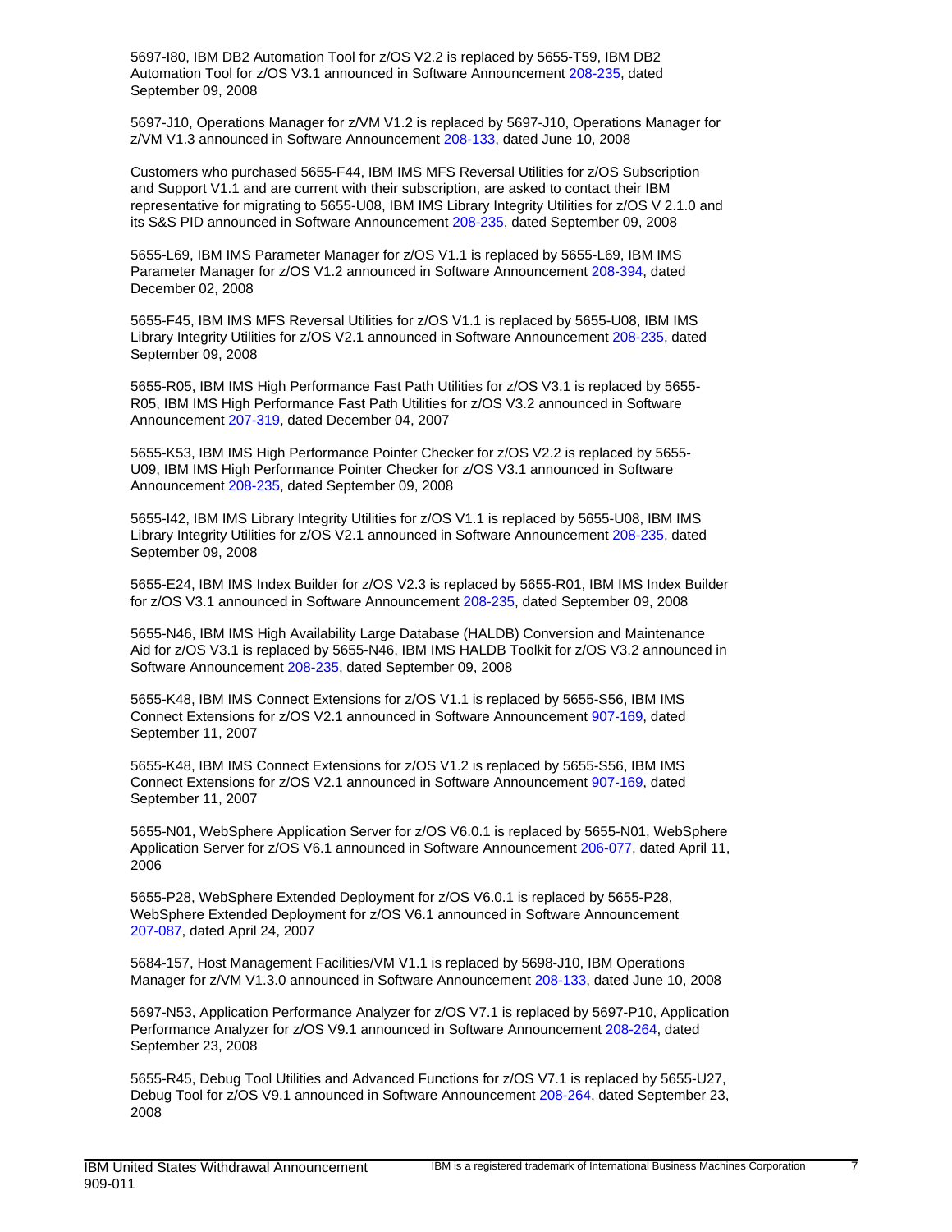5697-I80, IBM DB2 Automation Tool for z/OS V2.2 is replaced by 5655-T59, IBM DB2 Automation Tool for z/OS V3.1 announced in Software Announcement 208-235, dated September 09, 2008

5697-J10, Operations Manager for z/VM V1.2 is replaced by 5697-J10, Operations Manager for z/VM V1.3 announced in Software Announcement 208-133, dated June 10, 2008

Customers who purchased 5655-F44, IBM IMS MFS Reversal Utilities for z/OS Subscription and Support V1.1 and are current with their subscription, are asked to contact their IBM representative for migrating to 5655-U08, IBM IMS Library Integrity Utilities for z/OS V 2.1.0 and its S&S PID announced in Software Announcement 208-235, dated September 09, 2008

5655-L69, IBM IMS Parameter Manager for z/OS V1.1 is replaced by 5655-L69, IBM IMS Parameter Manager for z/OS V1.2 announced in Software Announcement 208-394, dated December 02, 2008

5655-F45, IBM IMS MFS Reversal Utilities for z/OS V1.1 is replaced by 5655-U08, IBM IMS Library Integrity Utilities for z/OS V2.1 announced in Software Announcement 208-235, dated September 09, 2008

5655-R05, IBM IMS High Performance Fast Path Utilities for z/OS V3.1 is replaced by 5655-R05, IBM IMS High Performance Fast Path Utilities for z/OS V3.2 announced in Software Announcement 207-319, dated December 04, 2007

5655-K53, IBM IMS High Performance Pointer Checker for z/OS V2.2 is replaced by 5655-U09, IBM IMS High Performance Pointer Checker for z/OS V3.1 announced in Software Announcement 208-235, dated September 09, 2008

5655-I42, IBM IMS Library Integrity Utilities for z/OS V1.1 is replaced by 5655-U08, IBM IMS Library Integrity Utilities for z/OS V2.1 announced in Software Announcement 208-235, dated September 09, 2008

5655-E24, IBM IMS Index Builder for z/OS V2.3 is replaced by 5655-R01, IBM IMS Index Builder for z/OS V3.1 announced in Software Announcement 208-235, dated September 09, 2008

5655-N46, IBM IMS High Availability Large Database (HALDB) Conversion and Maintenance Aid for z/OS V3.1 is replaced by 5655-N46, IBM IMS HALDB Toolkit for z/OS V3.2 announced in Software Announcement 208-235, dated September 09, 2008

5655-K48, IBM IMS Connect Extensions for z/OS V1.1 is replaced by 5655-S56, IBM IMS Connect Extensions for z/OS V2.1 announced in Software Announcement 907-169, dated September 11, 2007

5655-K48, IBM IMS Connect Extensions for z/OS V1.2 is replaced by 5655-S56, IBM IMS Connect Extensions for z/OS V2.1 announced in Software Announcement 907-169, dated September 11, 2007

5655-N01, WebSphere Application Server for z/OS V6.0.1 is replaced by 5655-N01, WebSphere Application Server for z/OS V6.1 announced in Software Announcement 206-077, dated April 11, 2006

5655-P28, WebSphere Extended Deployment for z/OS V6.0.1 is replaced by 5655-P28, WebSphere Extended Deployment for z/OS V6.1 announced in Software Announcement 207-087, dated April 24, 2007

5684-157, Host Management Facilities/VM V1.1 is replaced by 5698-J10, IBM Operations Manager for z/VM V1.3.0 announced in Software Announcement 208-133, dated June 10, 2008

5697-N53, Application Performance Analyzer for z/OS V7.1 is replaced by 5697-P10, Application Performance Analyzer for z/OS V9.1 announced in Software Announcement 208-264, dated September 23, 2008

5655-R45, Debug Tool Utilities and Advanced Functions for z/OS V7.1 is replaced by 5655-U27, Debug Tool for z/OS V9.1 announced in Software Announcement 208-264, dated September 23, 2008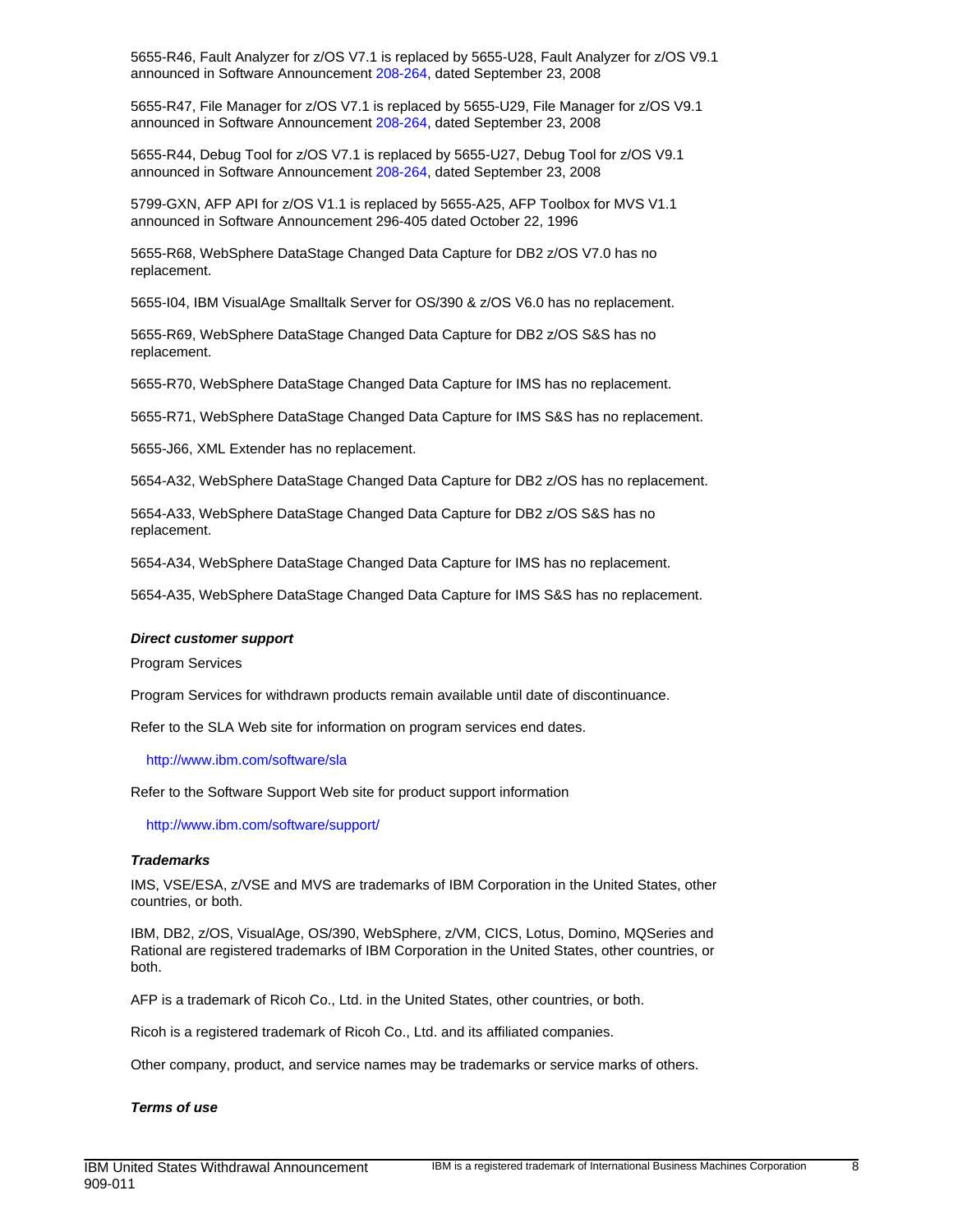5655-R46, Fault Analyzer for z/OS V7.1 is replaced by 5655-U28, Fault Analyzer for z/OS V9.1 announced in Software Announcement 208-264, dated September 23, 2008

5655-R47, File Manager for z/OS V7.1 is replaced by 5655-U29, File Manager for z/OS V9.1 announced in Software Announcement 208-264, dated September 23, 2008

5655-R44, Debug Tool for z/OS V7.1 is replaced by 5655-U27, Debug Tool for z/OS V9.1 announced in Software Announcement 208-264, dated September 23, 2008

5799-GXN, AFP API for z/OS V1.1 is replaced by 5655-A25, AFP Toolbox for MVS V1.1 announced in Software Announcement 296-405 dated October 22, 1996

5655-R68, WebSphere DataStage Changed Data Capture for DB2 z/OS V7.0 has no replacement.

5655-I04, IBM VisualAge Smalltalk Server for OS/390 & z/OS V6.0 has no replacement.

5655-R69, WebSphere DataStage Changed Data Capture for DB2 z/OS S&S has no replacement.

5655-R70, WebSphere DataStage Changed Data Capture for IMS has no replacement.

5655-R71, WebSphere DataStage Changed Data Capture for IMS S&S has no replacement.

5655-J66, XML Extender has no replacement.

5654-A32, WebSphere DataStage Changed Data Capture for DB2 z/OS has no replacement.

5654-A33, WebSphere DataStage Changed Data Capture for DB2 z/OS S&S has no replacement.

5654-A34, WebSphere DataStage Changed Data Capture for IMS has no replacement.

5654-A35, WebSphere DataStage Changed Data Capture for IMS S&S has no replacement.

### *Direct customer support*

Program Services

Program Services for withdrawn products remain available until date of discontinuance.

Refer to the SLA Web site for information on program services end dates.

http://www.ibm.com/software/sla

Refer to the Software Support Web site for product support information

http://www.ibm.com/software/support/

### *Trademarks*

IMS, VSE/ESA, z/VSE and MVS are trademarks of IBM Corporation in the United States, other countries, or both.

IBM, DB2, z/OS, VisualAge, OS/390, WebSphere, z/VM, CICS, Lotus, Domino, MQSeries and Rational are registered trademarks of IBM Corporation in the United States, other countries, or both.

AFP is a trademark of Ricoh Co., Ltd. in the United States, other countries, or both.

Ricoh is a registered trademark of Ricoh Co., Ltd. and its affiliated companies.

Other company, product, and service names may be trademarks or service marks of others.

### *Terms of use*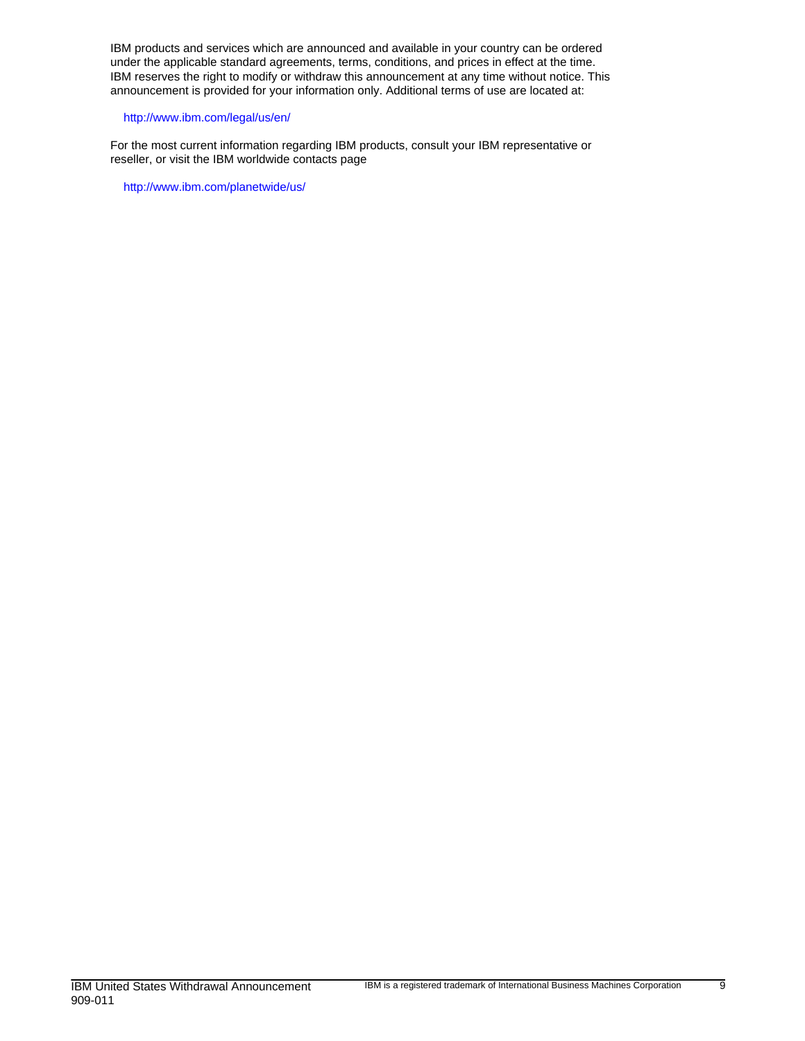IBM products and services which are announced and available in your country can be ordered under the applicable standard agreements, terms, conditions, and prices in effect at the time. IBM reserves the right to modify or withdraw this announcement at any time without notice. This announcement is provided for your information only. Additional terms of use are located at:

http://www.ibm.com/legal/us/en/

For the most current information regarding IBM products, consult your IBM representative or reseller, or visit the IBM worldwide contacts page

http://www.ibm.com/planetwide/us/